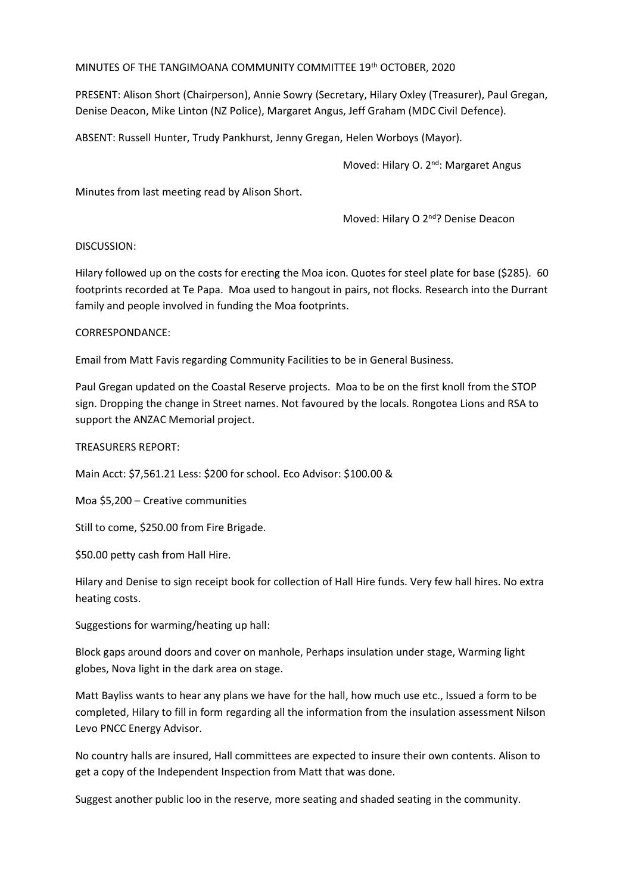MINUTES OF THE TANGIMOANA COMMUNITY COMMITTEE 19th OCTOBER, 2020

PRESENT: Alison Short (Chairperson), Annie Sowry (Secretary, Hilary Oxley (Treasurer), Paul Gregan, Denise Deacon, Mike Linton (NZ Police), Margaret Angus, Jeff Graham (MDC Civil Defence).

ABSENT: Russell Hunter, Trudy Pankhurst, Jenny Gregan, Helen Worboys (Mayor).

Moved: Hilary O. 2nd: Margaret Angus

Minutes from last meeting read by Alison Short.

Moved: Hilary O 2nd? Denise Deacon

DISCUSSION:

Hilary followed up on the costs for erecting the Moa icon. Quotes for steel plate for base ($285). 60 footprints recorded at Te Papa. Moa used to hangout in pairs, not flocks. Research into the Durrant family and people involved in funding the Moa footprints.

CORRESPONDANCE:

Email from Matt Favis regarding Community Facilities to be in General Business.

Paul Gregan updated on the Coastal Reserve projects. Moa to be on the first knoll from the STOP sign. Dropping the change in Street names. Not favoured by the locals. Rongotea Lions and RSA to support the ANZAC Memorial project.

TREASURERS REPORT:

Main Acct: $7,561.21 Less: $200 for school. Eco Advisor: $100.00 &

Moa $5,200 – Creative communities

Still to come, $250.00 from Fire Brigade.

$50.00 petty cash from Hall Hire.

Hilary and Denise to sign receipt book for collection of Hall Hire funds. Very few hall hires. No extra heating costs.

Suggestions for warming/heating up hall:

Block gaps around doors and cover on manhole, Perhaps insulation under stage, Warming light globes, Nova light in the dark area on stage.

Matt Bayliss wants to hear any plans we have for the hall, how much use etc., Issued a form to be completed, Hilary to fill in form regarding all the information from the insulation assessment Nilson Levo PNCC Energy Advisor.

No country halls are insured, Hall committees are expected to insure their own contents. Alison to get a copy of the Independent Inspection from Matt that was done.

Suggest another public loo in the reserve, more seating and shaded seating in the community.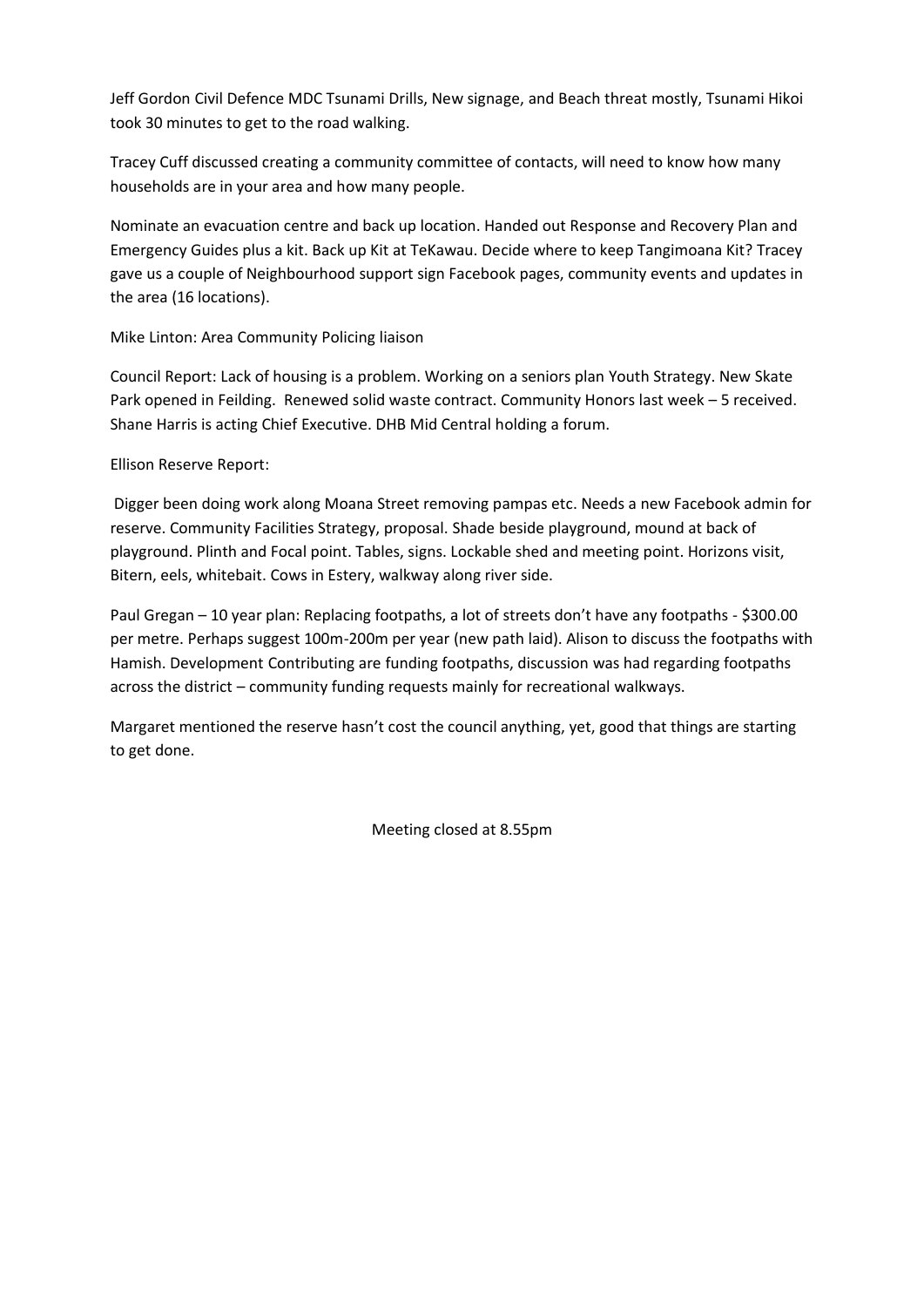Jeff Gordon Civil Defence MDC Tsunami Drills, New signage, and Beach threat mostly, Tsunami Hikoi took 30 minutes to get to the road walking.

Tracey Cuff discussed creating a community committee of contacts, will need to know how many households are in your area and how many people.

Nominate an evacuation centre and back up location. Handed out Response and Recovery Plan and Emergency Guides plus a kit. Back up Kit at TeKawau. Decide where to keep Tangimoana Kit? Tracey gave us a couple of Neighbourhood support sign Facebook pages, community events and updates in the area (16 locations).

Mike Linton: Area Community Policing liaison

Council Report: Lack of housing is a problem. Working on a seniors plan Youth Strategy. New Skate Park opened in Feilding. Renewed solid waste contract. Community Honors last week – 5 received. Shane Harris is acting Chief Executive. DHB Mid Central holding a forum.

Ellison Reserve Report:

Digger been doing work along Moana Street removing pampas etc. Needs a new Facebook admin for reserve. Community Facilities Strategy, proposal. Shade beside playground, mound at back of playground. Plinth and Focal point. Tables, signs. Lockable shed and meeting point. Horizons visit, Bitern, eels, whitebait. Cows in Estery, walkway along river side.

Paul Gregan – 10 year plan: Replacing footpaths, a lot of streets don't have any footpaths - $300.00 per metre. Perhaps suggest 100m-200m per year (new path laid). Alison to discuss the footpaths with Hamish. Development Contributing are funding footpaths, discussion was had regarding footpaths across the district – community funding requests mainly for recreational walkways.

Margaret mentioned the reserve hasn't cost the council anything, yet, good that things are starting to get done.

Meeting closed at 8.55pm